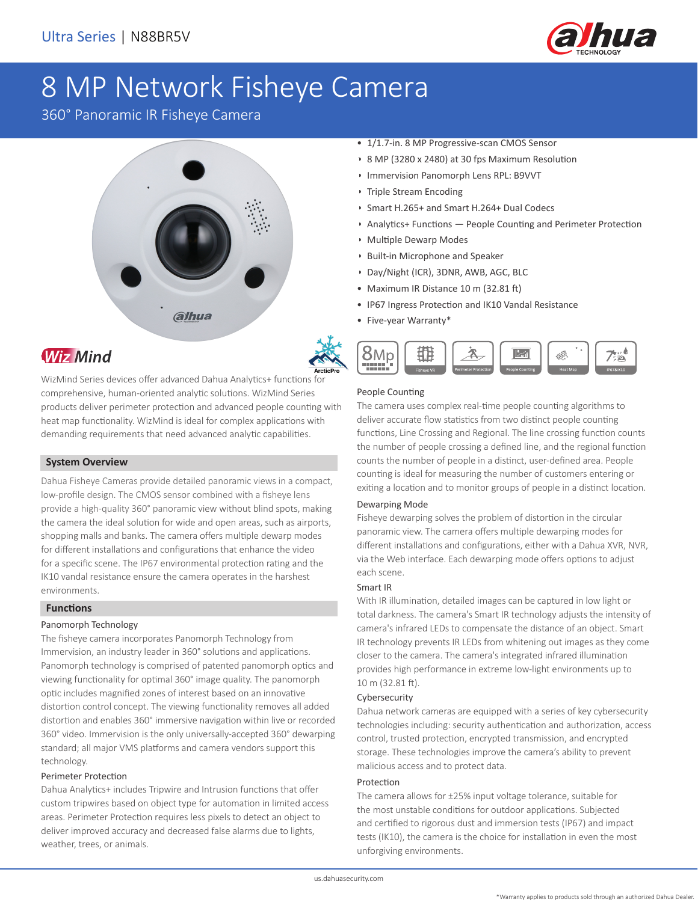Ultra Series | N88BR5V

# 8 MP Network Fisheye Camera

360° Panoramic IR Fisheye Camera

- 1/1.7-in. 8 MP Progressive-scan CMOS Sensor
- 8 MP (3280 x 2480) at 30 fps Maximum Resolution
- Immervision Panomorph Lens RPL: B9VVT
- Triple Stream Encoding
- Smart H.265+ and Smart H.264+ Dual Codecs
- Analytics+ Functions — People Counting and Perimeter Protection
- Multiple Dewarp Modes
- Built-in Microphone and Speaker
- Day/Night (ICR), 3DNR, AWB, AGC, BLC
- Maximum IR Distance 10 m (32.81 ft)
- IP67 Ingress Protection and IK10 Vandal Resistance
- Five-year Warranty*

## WizMind

WizMind Series devices offer advanced Dahua Analytics+ functions for comprehensive, human-oriented analytic solutions. WizMind Series products deliver perimeter protection and advanced people counting with heat map functionality. WizMind is ideal for complex applications with demanding requirements that need advanced analytic capabilities.

## System Overview

Dahua Fisheye Cameras provide detailed panoramic views in a compact, low-profile design. The CMOS sensor combined with a fisheye lens provide a high-quality 360° panoramic view without blind spots, making the camera the ideal solution for wide and open areas, such as airports, shopping malls and banks. The camera offers multiple dewarp modes for different installations and configurations that enhance the video for a specific scene. The IP67 environmental protection rating and the IK10 vandal resistance ensure the camera operates in the harshest environments.

## Functions

### Panomorph Technology

The fisheye camera incorporates Panomorph Technology from Immervision, an industry leader in 360° solutions and applications. Panomorph technology is comprised of patented panomorph optics and viewing functionality for optimal 360° image quality. The panomorph optic includes magnified zones of interest based on an innovative distortion control concept. The viewing functionality removes all added distortion and enables 360° immersive navigation within live or recorded 360° video. Immervision is the only universally-accepted 360° dewarping standard; all major VMS platforms and camera vendors support this technology.

### Perimeter Protection

Dahua Analytics+ includes Tripwire and Intrusion functions that offer custom tripwires based on object type for automation in limited access areas. Perimeter Protection requires less pixels to detect an object to deliver improved accuracy and decreased false alarms due to lights, weather, trees, or animals.

### People Counting

The camera uses complex real-time people counting algorithms to deliver accurate flow statistics from two distinct people counting functions, Line Crossing and Regional. The line crossing function counts the number of people crossing a defined line, and the regional function counts the number of people in a distinct, user-defined area. People counting is ideal for measuring the number of customers entering or exiting a location and to monitor groups of people in a distinct location.

### Dewarping Mode

Fisheye dewarping solves the problem of distortion in the circular panoramic view. The camera offers multiple dewarping modes for different installations and configurations, either with a Dahua XVR, NVR, via the Web interface. Each dewarping mode offers options to adjust each scene.

### Smart IR

With IR illumination, detailed images can be captured in low light or total darkness. The camera's Smart IR technology adjusts the intensity of camera's infrared LEDs to compensate the distance of an object. Smart IR technology prevents IR LEDs from whitening out images as they come closer to the camera. The camera's integrated infrared illumination provides high performance in extreme low-light environments up to 10 m (32.81 ft).

### Cybersecurity

Dahua network cameras are equipped with a series of key cybersecurity technologies including: security authentication and authorization, access control, trusted protection, encrypted transmission, and encrypted storage. These technologies improve the camera's ability to prevent malicious access and to protect data.

### Protection

The camera allows for ±25% input voltage tolerance, suitable for the most unstable conditions for outdoor applications. Subjected and certified to rigorous dust and immersion tests (IP67) and impact tests (IK10), the camera is the choice for installation in even the most unforgiving environments.

us.dahuasecurity.com

*Warranty applies to products sold through an authorized Dahua Dealer.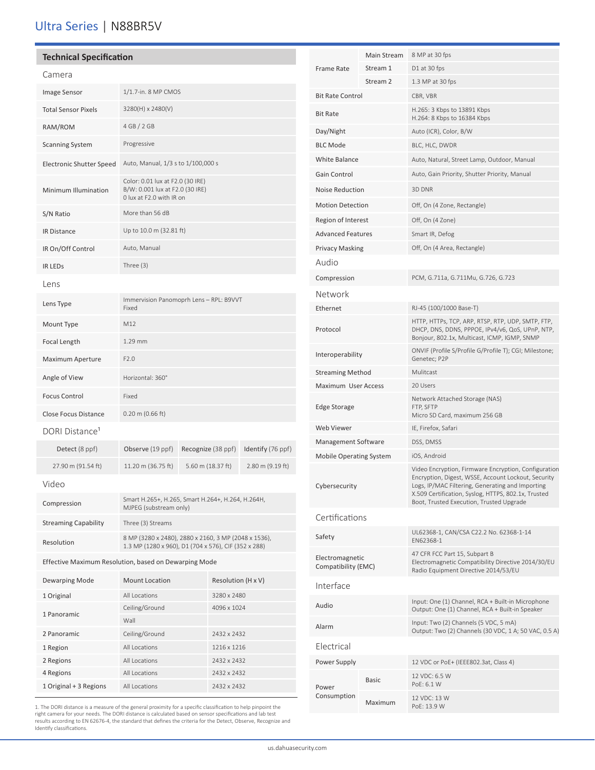## Technical Specification

### Camera

| | |
|---|---|
| Image Sensor | 1/1.7-in. 8 MP CMOS |
| Total Sensor Pixels | 3280(H) x 2480(V) |
| RAM/ROM | 4 GB / 2 GB |
| Scanning System | Progressive |
| Electronic Shutter Speed | Auto, Manual, 1/3 s to 1/100,000 s |
| Minimum Illumination | Color: 0.01 lux at F2.0 (30 IRE)<br>B/W: 0.001 lux at F2.0 (30 IRE)<br>0 lux at F2.0 with IR on |
| S/N Ratio | More than 56 dB |
| IR Distance | Up to 10.0 m (32.81 ft) |
| IR On/Off Control | Auto, Manual |
| IR LEDs | Three (3) |

### Lens

| | |
|---|---|
| Lens Type | Immervision Panomoprh Lens – RPL: B9VVT<br>Fixed |
| Mount Type | M12 |
| Focal Length | 1.29 mm |
| Maximum Aperture | F2.0 |
| Angle of View | Horizontal: 360° |
| Focus Control | Fixed |
| Close Focus Distance | 0.20 m (0.66 ft) |

### DORI Distance[1]

| Detect (8 ppf) | Observe (19 ppf) | Recognize (38 ppf) | Identify (76 ppf) |
|---|---|---|---|
| 27.90 m (91.54 ft) | 11.20 m (36.75 ft) | 5.60 m (18.37 ft) | 2.80 m (9.19 ft) |

### Video

| | |
|---|---|
| Compression | Smart H.265+, H.265, Smart H.264+, H.264, H.264H, MJPEG (substream only) |
| Streaming Capability | Three (3) Streams |
| Resolution | 8 MP (3280 x 2480), 2880 x 2160, 3 MP (2048 x 1536), 1.3 MP (1280 x 960), D1 (704 x 576), CIF (352 x 288) |

Effective Maximum Resolution, based on Dewarping Mode

| Dewarping Mode | Mount Location | Resolution (H x V) |
|---|---|---|
| 1 Original | All Locations | 3280 x 2480 |
| 1 Panoramic | Ceiling/Ground | 4096 x 1024 |
| | Wall | |
| 2 Panoramic | Ceiling/Ground | 2432 x 2432 |
| 1 Region | All Locations | 1216 x 1216 |
| 2 Regions | All Locations | 2432 x 2432 |
| 4 Regions | All Locations | 2432 x 2432 |
| 1 Original + 3 Regions | All Locations | 2432 x 2432 |

| | | |
|---|---|---|
| Frame Rate | Main Stream | 8 MP at 30 fps |
| | Stream 1 | D1 at 30 fps |
| | Stream 2 | 1.3 MP at 30 fps |
| Bit Rate Control | | CBR, VBR |
| Bit Rate | | H.265: 3 Kbps to 13891 Kbps<br>H.264: 8 Kbps to 16384 Kbps |
| Day/Night | | Auto (ICR), Color, B/W |
| BLC Mode | | BLC, HLC, DWDR |
| White Balance | | Auto, Natural, Street Lamp, Outdoor, Manual |
| Gain Control | | Auto, Gain Priority, Shutter Priority, Manual |
| Noise Reduction | | 3D DNR |
| Motion Detection | | Off, On (4 Zone, Rectangle) |
| Region of Interest | | Off, On (4 Zone) |
| Advanced Features | | Smart IR, Defog |
| Privacy Masking | | Off, On (4 Area, Rectangle) |

### Audio

| | |
|---|---|
| Compression | PCM, G.711a, G.711Mu, G.726, G.723 |

### Network

| | |
|---|---|
| Ethernet | RJ-45 (100/1000 Base-T) |
| Protocol | HTTP, HTTPs, TCP, ARP, RTSP, RTP, UDP, SMTP, FTP, DHCP, DNS, DDNS, PPPOE, IPv4/v6, QoS, UPnP, NTP, Bonjour, 802.1x, Multicast, ICMP, IGMP, SNMP |
| Interoperability | ONVIF (Profile S/Profile G/Profile T); CGI; Milestone; Genetec; P2P |
| Streaming Method | Mulitcast |
| Maximum User Access | 20 Users |
| Edge Storage | Network Attached Storage (NAS)<br>FTP, SFTP<br>Micro SD Card, maximum 256 GB |
| Web Viewer | IE, Firefox, Safari |
| Management Software | DSS, DMSS |
| Mobile Operating System | iOS, Android |
| Cybersecurity | Video Encryption, Firmware Encryption, Configuration Encryption, Digest, WSSE, Account Lockout, Security Logs, IP/MAC Filtering, Generating and Importing X.509 Certification, Syslog, HTTPS, 802.1x, Trusted Boot, Trusted Execution, Trusted Upgrade |

### Certifications

| | |
|---|---|
| Safety | UL62368-1, CAN/CSA C22.2 No. 62368-1-14<br>EN62368-1 |
| Electromagnetic Compatibility (EMC) | 47 CFR FCC Part 15, Subpart B<br>Electromagnetic Compatibility Directive 2014/30/EU<br>Radio Equipment Directive 2014/53/EU |

### Interface

| | |
|---|---|
| Audio | Input: One (1) Channel, RCA + Built-in Microphone<br>Output: One (1) Channel, RCA + Built-in Speaker |
| Alarm | Input: Two (2) Channels (5 VDC, 5 mA)<br>Output: Two (2) Channels (30 VDC, 1 A; 50 VAC, 0.5 A) |

### Electrical

| | | |
|---|---|---|
| Power Supply | | 12 VDC or PoE+ (IEEE802.3at, Class 4) |
| Power Consumption | Basic | 12 VDC: 6.5 W<br>PoE: 6.1 W |
| | Maximum | 12 VDC: 13 W<br>PoE: 13.9 W |

1. The DORI distance is a measure of the general proximity for a specific classification to help pinpoint the right camera for your needs. The DORI distance is calculated based on sensor specifications and lab test results according to EN 62676-4, the standard that defines the criteria for the Detect, Observe, Recognize and Identify classifications.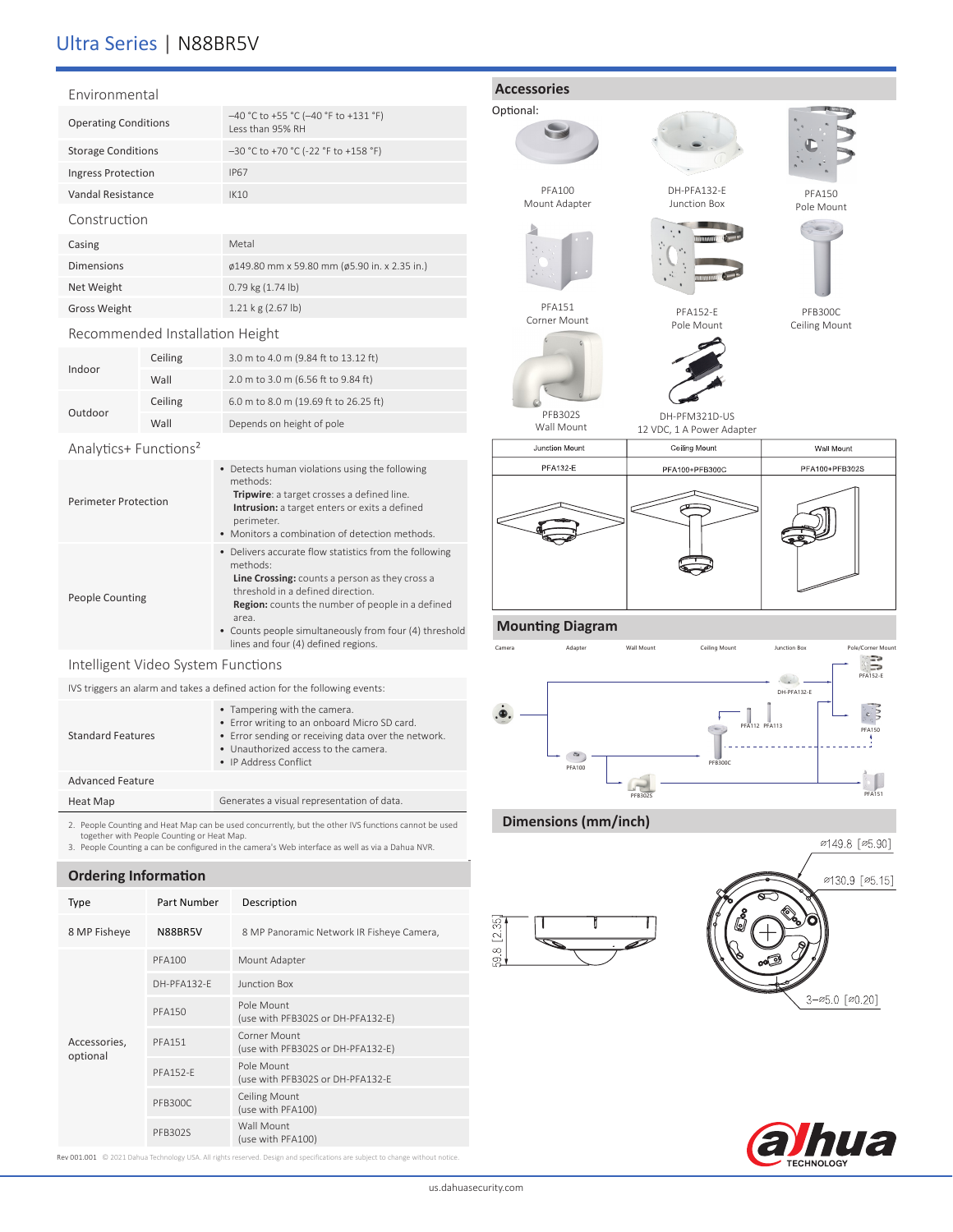## Environmental

| | |
|---|---|
| Operating Conditions | –40 °C to +55 °C (–40 °F to +131 °F)<br>Less than 95% RH |
| Storage Conditions | –30 °C to +70 °C (-22 °F to +158 °F) |
| Ingress Protection | IP67 |
| Vandal Resistance | IK10 |

## Construction

| | |
|---|---|
| Casing | Metal |
| Dimensions | ø149.80 mm x 59.80 mm (ø5.90 in. x 2.35 in.) |
| Net Weight | 0.79 kg (1.74 lb) |
| Gross Weight | 1.21 k g (2.67 lb) |

## Recommended Installation Height

| | | |
|---|---|---|
| Indoor | Ceiling | 3.0 m to 4.0 m (9.84 ft to 13.12 ft) |
| | Wall | 2.0 m to 3.0 m (6.56 ft to 9.84 ft) |
| Outdoor | Ceiling | 6.0 m to 8.0 m (19.69 ft to 26.25 ft) |
| | Wall | Depends on height of pole |

## Analytics+ Functions[2]

| | |
|---|---|
| Perimeter Protection | • Detects human violations using the following methods:<br>**Tripwire**: a target crosses a defined line.<br>**Intrusion:** a target enters or exits a defined perimeter.<br>• Monitors a combination of detection methods. |
| People Counting | • Delivers accurate flow statistics from the following methods:<br>**Line Crossing:** counts a person as they cross a threshold in a defined direction.<br>**Region:** counts the number of people in a defined area.<br>• Counts people simultaneously from four (4) threshold lines and four (4) defined regions. |

## Intelligent Video System Functions

IVS triggers an alarm and takes a defined action for the following events:

| | |
|---|---|
| Standard Features | • Tampering with the camera.<br>• Error writing to an onboard Micro SD card.<br>• Error sending or receiving data over the network.<br>• Unauthorized access to the camera.<br>• IP Address Conflict |
| Advanced Feature | |
| Heat Map | Generates a visual representation of data. |

2. People Counting and Heat Map can be used concurrently, but the other IVS functions cannot be used together with People Counting or Heat Map.
3. People Counting a can be configured in the camera's Web interface as well as via a Dahua NVR.

## Ordering Information

| Type | Part Number | Description |
|---|---|---|
| 8 MP Fisheye | N88BR5V | 8 MP Panoramic Network IR Fisheye Camera, |
| Accessories, optional | PFA100 | Mount Adapter |
| | DH-PFA132-E | Junction Box |
| | PFA150 | Pole Mount (use with PFB302S or DH-PFA132-E) |
| | PFA151 | Corner Mount (use with PFB302S or DH-PFA132-E) |
| | PFA152-E | Pole Mount (use with PFB302S or DH-PFA132-E |
| | PFB300C | Ceiling Mount (use with PFA100) |
| | PFB302S | Wall Mount (use with PFA100) |

Rev 001.001 © 2021 Dahua Technology USA. All rights reserved. Design and specifications are subject to change without notice.

## Accessories

Optional:

PFA100
Mount Adapter

DH-PFA132-E
Junction Box

PFA150
Pole Mount

PFA151
Corner Mount

PFA152-E
Pole Mount

PFB300C
Ceiling Mount

PFB302S
Wall Mount

DH-PFM321D-US
12 VDC, 1 A Power Adapter

| Junction Mount | Ceiling Mount | Wall Mount |
|---|---|---|
| PFA132-E | PFA100+PFB300C | PFA100+PFB302S |

## Mounting Diagram

Camera
Adapter
Wall Mount
Ceiling Mount
Junction Box
Pole/Corner Mount
PFA152-E
DH-PFA132-E
PFA112
PFA113
PFA150
PFB300C
PFA100
PFB302S
PFA151

## Dimensions (mm/inch)

ø149.8 [ø5.90]
ø130.9 [ø5.15]
59.8 [2.35]
3−ø5.0 [ø0.20]

us.dahuasecurity.com